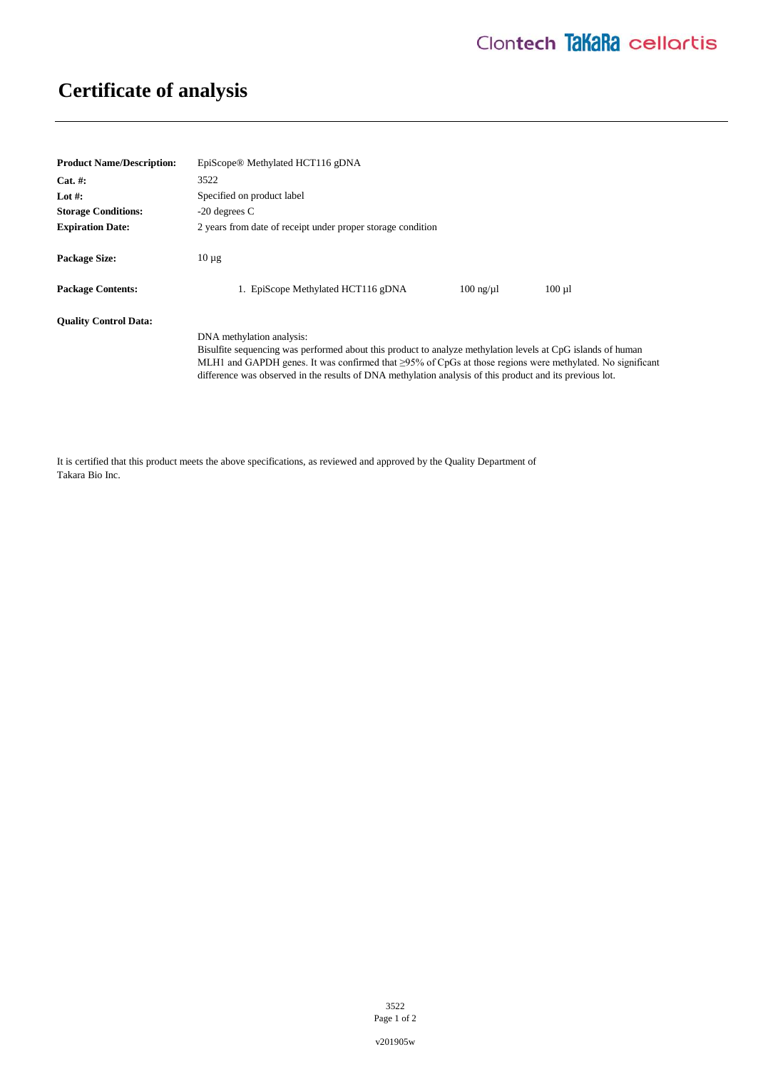# Certificate of analysis

**Product Name/Description:** EpiScope® Methylated HCT116 gDNA

**Cat. #:** 3522

**Lot #:** Specified on product label

**Storage Conditions:** -20 degrees C

**Expiration Date:** 2 years from date of receipt under proper storage condition

**Package Size:** 10 µg

**Package Contents:**

| | | |
|---|---|---|
| 1. EpiScope Methylated HCT116 gDNA | 100 ng/µl | 100 µl |

**Quality Control Data:**

DNA methylation analysis:
Bisulfite sequencing was performed about this product to analyze methylation levels at CpG islands of human MLH1 and GAPDH genes. It was confirmed that ≥95% of CpGs at those regions were methylated. No significant difference was observed in the results of DNA methylation analysis of this product and its previous lot.

It is certified that this product meets the above specifications, as reviewed and approved by the Quality Department of Takara Bio Inc.

v201905w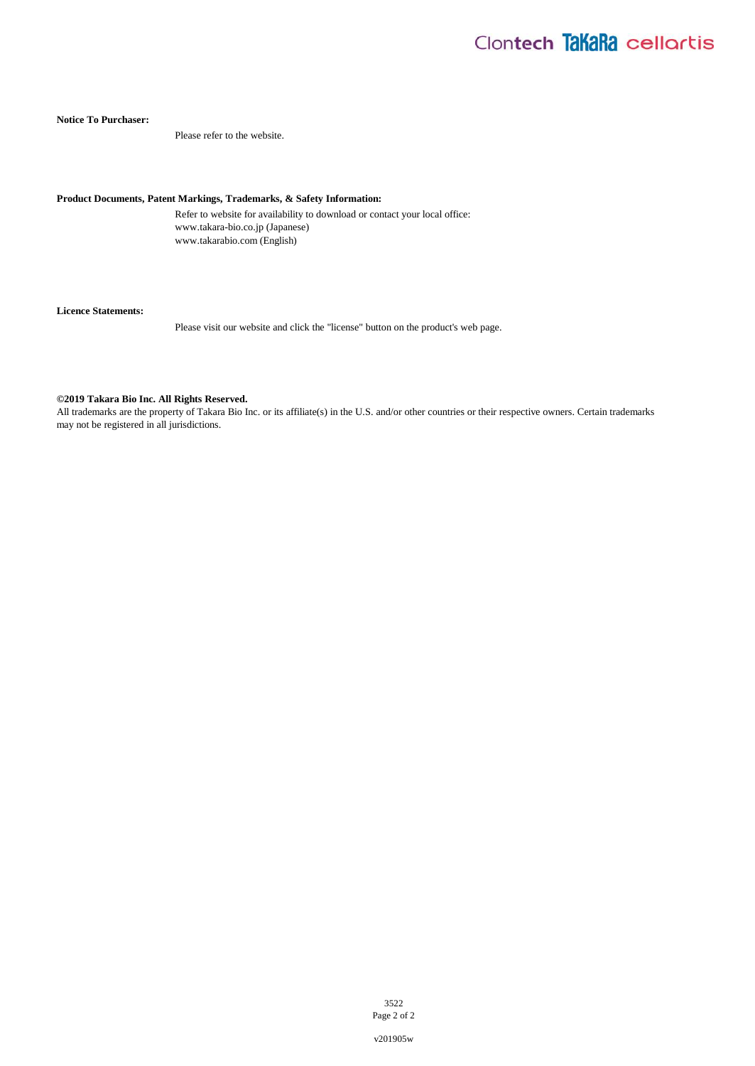**Notice To Purchaser:**

Please refer to the website.

**Product Documents, Patent Markings, Trademarks, & Safety Information:**

Refer to website for availability to download or contact your local office:
www.takara-bio.co.jp (Japanese)
www.takarabio.com (English)

**Licence Statements:**

Please visit our website and click the "license" button on the product's web page.

**©2019 Takara Bio Inc. All Rights Reserved.**
All trademarks are the property of Takara Bio Inc. or its affiliate(s) in the U.S. and/or other countries or their respective owners. Certain trademarks may not be registered in all jurisdictions.

3522

v201905w